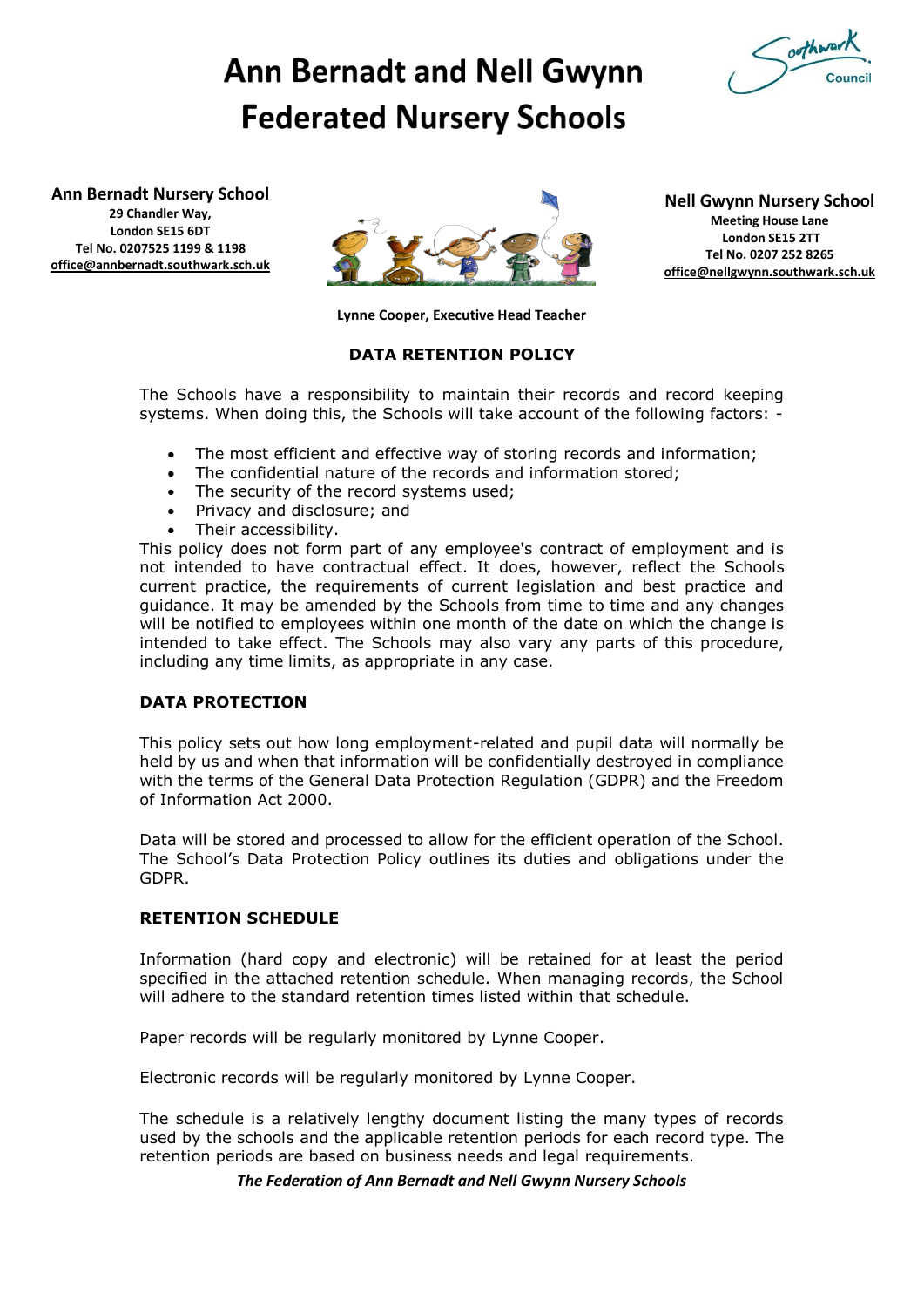# Ann Bernadt and Nell Gwynn Federated Nursery Schools

**Ann Bernadt Nursery School**
**29 Chandler Way,**
**London SE15 6DT**
**Tel No. 0207525 1199 & 1198**
**office@annbernadt.southwark.sch.uk**

**Nell Gwynn Nursery School**
**Meeting House Lane**
**London SE15 2TT**
**Tel No. 0207 252 8265**
**office@nellgwynn.southwark.sch.uk**

**Lynne Cooper, Executive Head Teacher**

## DATA RETENTION POLICY

The Schools have a responsibility to maintain their records and record keeping systems. When doing this, the Schools will take account of the following factors: -

- The most efficient and effective way of storing records and information;
- The confidential nature of the records and information stored;
- The security of the record systems used;
- Privacy and disclosure; and
- Their accessibility.

This policy does not form part of any employee's contract of employment and is not intended to have contractual effect. It does, however, reflect the Schools current practice, the requirements of current legislation and best practice and guidance. It may be amended by the Schools from time to time and any changes will be notified to employees within one month of the date on which the change is intended to take effect. The Schools may also vary any parts of this procedure, including any time limits, as appropriate in any case.

### DATA PROTECTION

This policy sets out how long employment-related and pupil data will normally be held by us and when that information will be confidentially destroyed in compliance with the terms of the General Data Protection Regulation (GDPR) and the Freedom of Information Act 2000.

Data will be stored and processed to allow for the efficient operation of the School. The School's Data Protection Policy outlines its duties and obligations under the GDPR.

### RETENTION SCHEDULE

Information (hard copy and electronic) will be retained for at least the period specified in the attached retention schedule. When managing records, the School will adhere to the standard retention times listed within that schedule.

Paper records will be regularly monitored by Lynne Cooper.

Electronic records will be regularly monitored by Lynne Cooper.

The schedule is a relatively lengthy document listing the many types of records used by the schools and the applicable retention periods for each record type. The retention periods are based on business needs and legal requirements.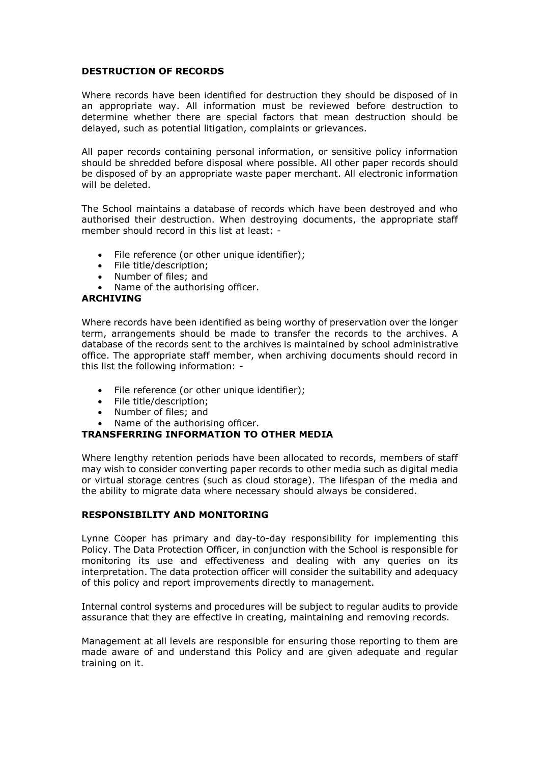## DESTRUCTION OF RECORDS

Where records have been identified for destruction they should be disposed of in an appropriate way. All information must be reviewed before destruction to determine whether there are special factors that mean destruction should be delayed, such as potential litigation, complaints or grievances.

All paper records containing personal information, or sensitive policy information should be shredded before disposal where possible. All other paper records should be disposed of by an appropriate waste paper merchant. All electronic information will be deleted.

The School maintains a database of records which have been destroyed and who authorised their destruction. When destroying documents, the appropriate staff member should record in this list at least: -

- File reference (or other unique identifier);
- File title/description;
- Number of files; and
- Name of the authorising officer.

## ARCHIVING

Where records have been identified as being worthy of preservation over the longer term, arrangements should be made to transfer the records to the archives. A database of the records sent to the archives is maintained by school administrative office. The appropriate staff member, when archiving documents should record in this list the following information: -

- File reference (or other unique identifier);
- File title/description;
- Number of files; and
- Name of the authorising officer.

## TRANSFERRING INFORMATION TO OTHER MEDIA

Where lengthy retention periods have been allocated to records, members of staff may wish to consider converting paper records to other media such as digital media or virtual storage centres (such as cloud storage). The lifespan of the media and the ability to migrate data where necessary should always be considered.

## RESPONSIBILITY AND MONITORING

Lynne Cooper has primary and day-to-day responsibility for implementing this Policy. The Data Protection Officer, in conjunction with the School is responsible for monitoring its use and effectiveness and dealing with any queries on its interpretation. The data protection officer will consider the suitability and adequacy of this policy and report improvements directly to management.

Internal control systems and procedures will be subject to regular audits to provide assurance that they are effective in creating, maintaining and removing records.

Management at all levels are responsible for ensuring those reporting to them are made aware of and understand this Policy and are given adequate and regular training on it.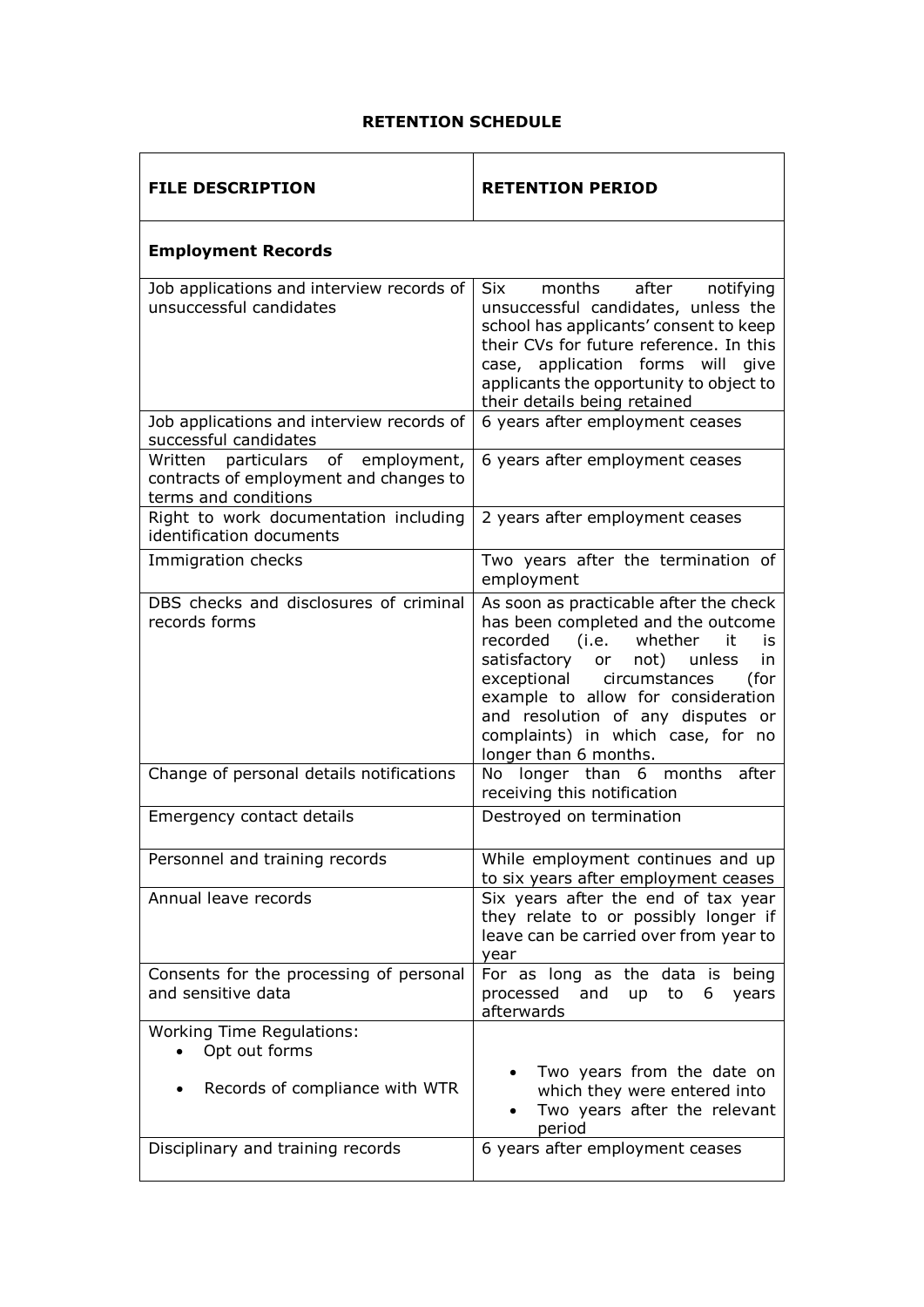**RETENTION SCHEDULE**

| **FILE DESCRIPTION** | **RETENTION PERIOD** |
| --- | --- |
| **Employment Records** | |
| Job applications and interview records of unsuccessful candidates | Six months after notifying unsuccessful candidates, unless the school has applicants' consent to keep their CVs for future reference. In this case, application forms will give applicants the opportunity to object to their details being retained |
| Job applications and interview records of successful candidates | 6 years after employment ceases |
| Written particulars of employment, contracts of employment and changes to terms and conditions | 6 years after employment ceases |
| Right to work documentation including identification documents | 2 years after employment ceases |
| Immigration checks | Two years after the termination of employment |
| DBS checks and disclosures of criminal records forms | As soon as practicable after the check has been completed and the outcome recorded (i.e. whether it is satisfactory or not) unless in exceptional circumstances (for example to allow for consideration and resolution of any disputes or complaints) in which case, for no longer than 6 months. |
| Change of personal details notifications | No longer than 6 months after receiving this notification |
| Emergency contact details | Destroyed on termination |
| Personnel and training records | While employment continues and up to six years after employment ceases |
| Annual leave records | Six years after the end of tax year they relate to or possibly longer if leave can be carried over from year to year |
| Consents for the processing of personal and sensitive data | For as long as the data is being processed and up to 6 years afterwards |
| Working Time Regulations:<br>• Opt out forms<br>• Records of compliance with WTR | • Two years from the date on which they were entered into<br>• Two years after the relevant period |
| Disciplinary and training records | 6 years after employment ceases |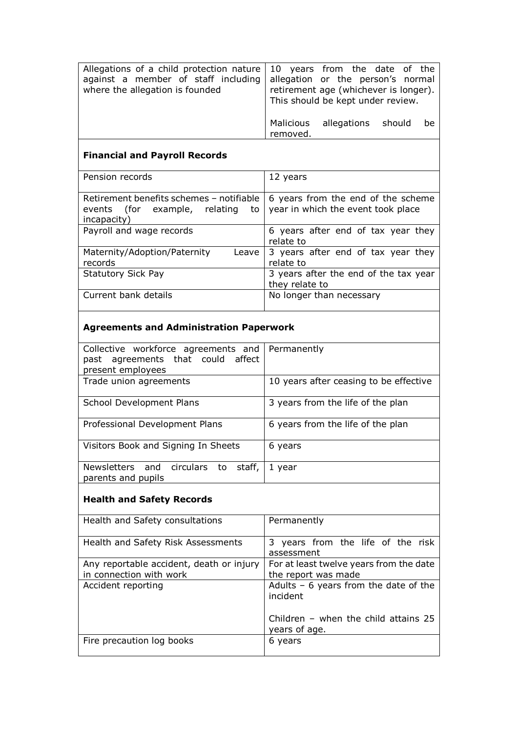| | |
|---|---|
| Allegations of a child protection nature against a member of staff including where the allegation is founded | 10 years from the date of the allegation or the person's normal retirement age (whichever is longer). This should be kept under review.<br><br>Malicious allegations should be removed. |
| **Financial and Payroll Records** | |
| Pension records | 12 years |
| Retirement benefits schemes – notifiable events (for example, relating to incapacity) | 6 years from the end of the scheme year in which the event took place |
| Payroll and wage records | 6 years after end of tax year they relate to |
| Maternity/Adoption/Paternity Leave records | 3 years after end of tax year they relate to |
| Statutory Sick Pay | 3 years after the end of the tax year they relate to |
| Current bank details | No longer than necessary |
| **Agreements and Administration Paperwork** | |
| Collective workforce agreements and past agreements that could affect present employees | Permanently |
| Trade union agreements | 10 years after ceasing to be effective |
| School Development Plans | 3 years from the life of the plan |
| Professional Development Plans | 6 years from the life of the plan |
| Visitors Book and Signing In Sheets | 6 years |
| Newsletters and circulars to staff, parents and pupils | 1 year |
| **Health and Safety Records** | |
| Health and Safety consultations | Permanently |
| Health and Safety Risk Assessments | 3 years from the life of the risk assessment |
| Any reportable accident, death or injury in connection with work | For at least twelve years from the date the report was made |
| Accident reporting | Adults – 6 years from the date of the incident<br><br>Children – when the child attains 25 years of age. |
| Fire precaution log books | 6 years |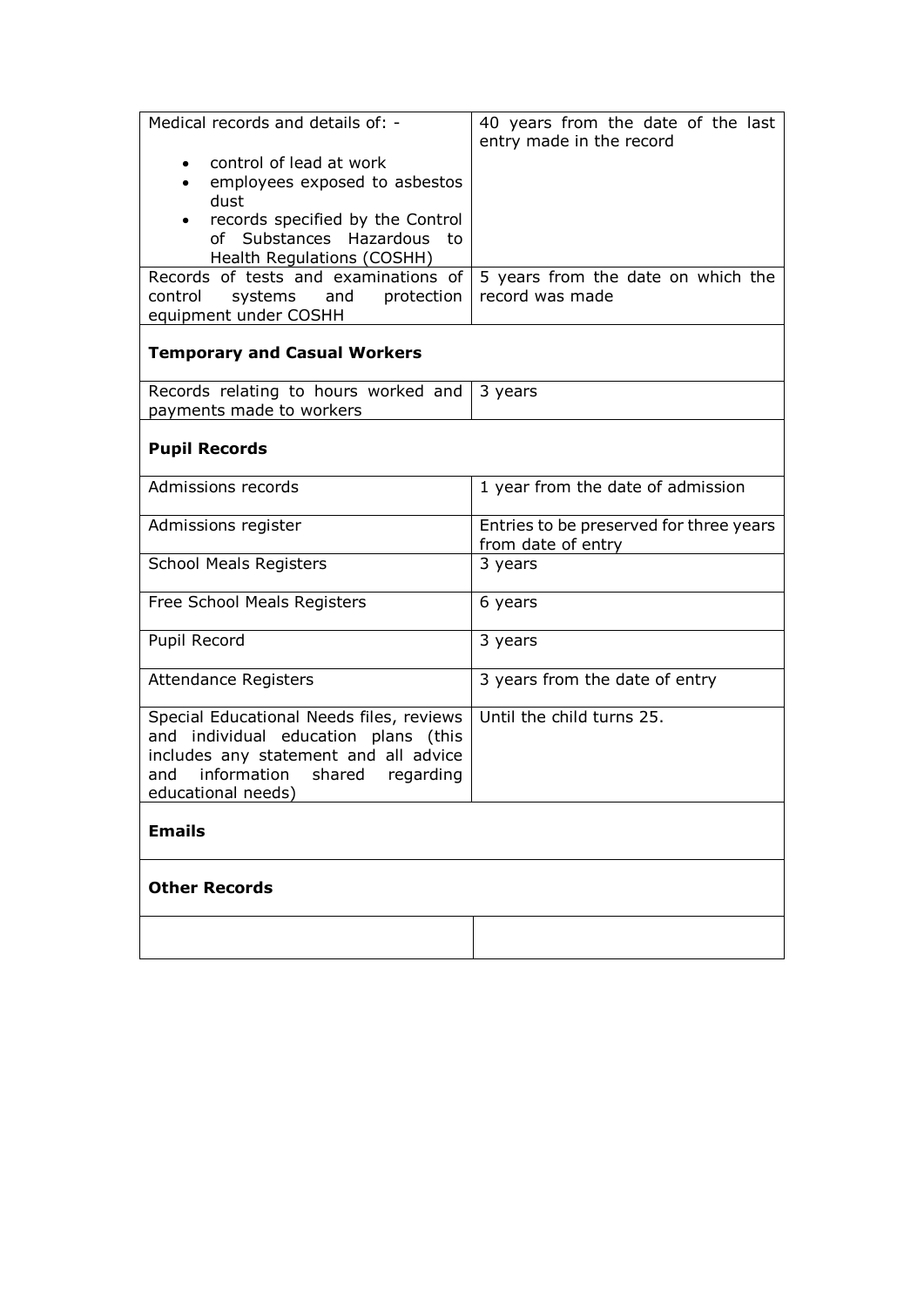| | |
|---|---|
| Medical records and details of: -<br><br>• control of lead at work<br>• employees exposed to asbestos dust<br>• records specified by the Control of Substances Hazardous to Health Regulations (COSHH) | 40 years from the date of the last entry made in the record |
| Records of tests and examinations of control systems and protection equipment under COSHH | 5 years from the date on which the record was made |
| **Temporary and Casual Workers** | |
| Records relating to hours worked and payments made to workers | 3 years |
| **Pupil Records** | |
| Admissions records | 1 year from the date of admission |
| Admissions register | Entries to be preserved for three years from date of entry |
| School Meals Registers | 3 years |
| Free School Meals Registers | 6 years |
| Pupil Record | 3 years |
| Attendance Registers | 3 years from the date of entry |
| Special Educational Needs files, reviews and individual education plans (this includes any statement and all advice and information shared regarding educational needs) | Until the child turns 25. |
| **Emails** | |
| **Other Records** | |
| | |